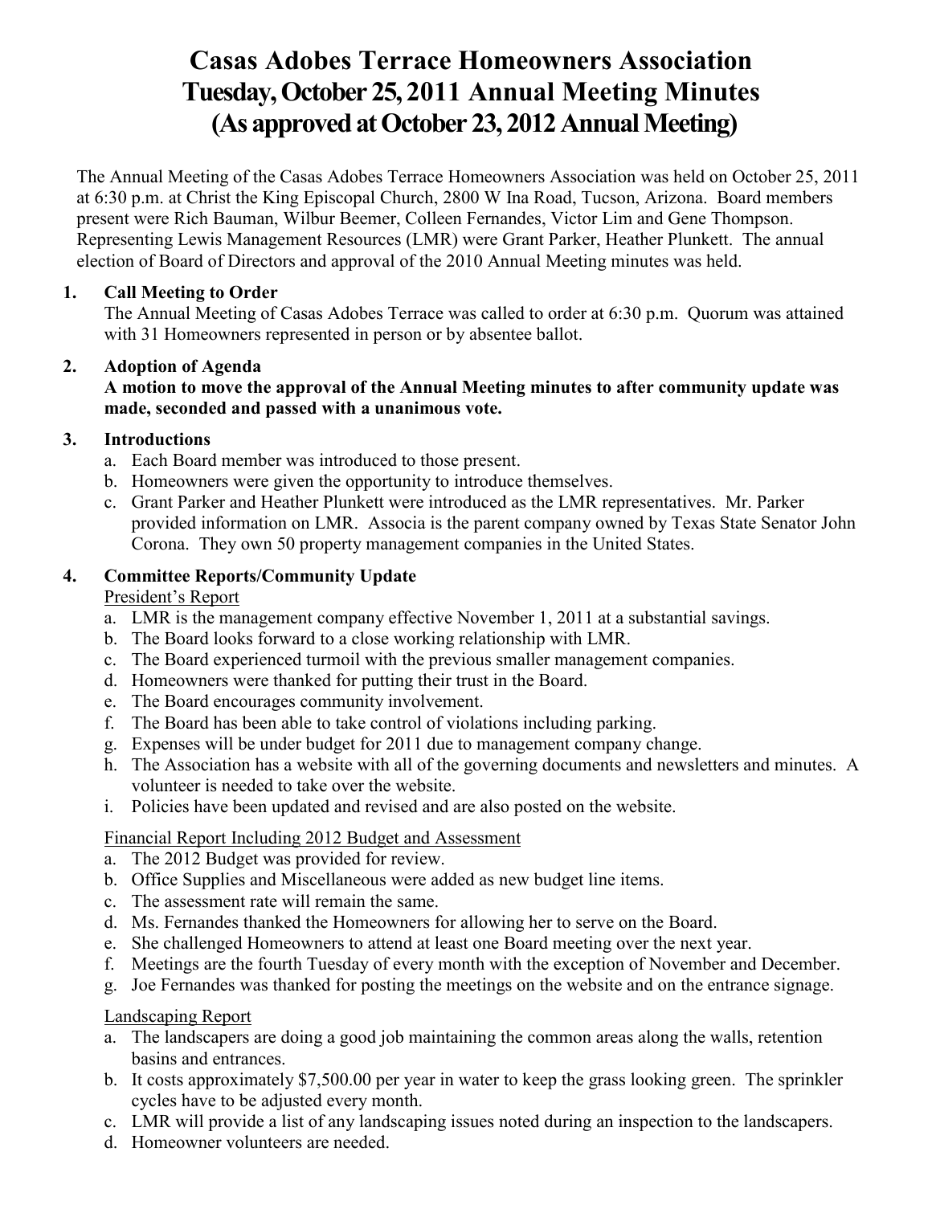# Casas Adobes Terrace Homeowners Association
# Tuesday, October 25, 2011 Annual Meeting Minutes
# (As approved at October 23, 2012 Annual Meeting)

The Annual Meeting of the Casas Adobes Terrace Homeowners Association was held on October 25, 2011 at 6:30 p.m. at Christ the King Episcopal Church, 2800 W Ina Road, Tucson, Arizona. Board members present were Rich Bauman, Wilbur Beemer, Colleen Fernandes, Victor Lim and Gene Thompson. Representing Lewis Management Resources (LMR) were Grant Parker, Heather Plunkett. The annual election of Board of Directors and approval of the 2010 Annual Meeting minutes was held.

**1. Call Meeting to Order**

The Annual Meeting of Casas Adobes Terrace was called to order at 6:30 p.m. Quorum was attained with 31 Homeowners represented in person or by absentee ballot.

**2. Adoption of Agenda**

**A motion to move the approval of the Annual Meeting minutes to after community update was made, seconded and passed with a unanimous vote.**

**3. Introductions**

a. Each Board member was introduced to those present.
b. Homeowners were given the opportunity to introduce themselves.
c. Grant Parker and Heather Plunkett were introduced as the LMR representatives. Mr. Parker provided information on LMR. Associa is the parent company owned by Texas State Senator John Corona. They own 50 property management companies in the United States.

**4. Committee Reports/Community Update**

<u>President's Report</u>

a. LMR is the management company effective November 1, 2011 at a substantial savings.
b. The Board looks forward to a close working relationship with LMR.
c. The Board experienced turmoil with the previous smaller management companies.
d. Homeowners were thanked for putting their trust in the Board.
e. The Board encourages community involvement.
f. The Board has been able to take control of violations including parking.
g. Expenses will be under budget for 2011 due to management company change.
h. The Association has a website with all of the governing documents and newsletters and minutes. A volunteer is needed to take over the website.
i. Policies have been updated and revised and are also posted on the website.

<u>Financial Report Including 2012 Budget and Assessment</u>

a. The 2012 Budget was provided for review.
b. Office Supplies and Miscellaneous were added as new budget line items.
c. The assessment rate will remain the same.
d. Ms. Fernandes thanked the Homeowners for allowing her to serve on the Board.
e. She challenged Homeowners to attend at least one Board meeting over the next year.
f. Meetings are the fourth Tuesday of every month with the exception of November and December.
g. Joe Fernandes was thanked for posting the meetings on the website and on the entrance signage.

<u>Landscaping Report</u>

a. The landscapers are doing a good job maintaining the common areas along the walls, retention basins and entrances.
b. It costs approximately $7,500.00 per year in water to keep the grass looking green. The sprinkler cycles have to be adjusted every month.
c. LMR will provide a list of any landscaping issues noted during an inspection to the landscapers.
d. Homeowner volunteers are needed.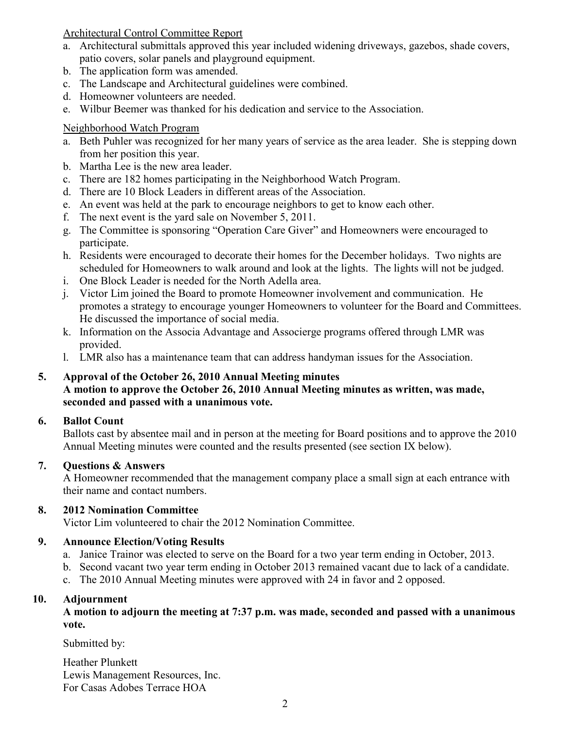Architectural Control Committee Report

a. Architectural submittals approved this year included widening driveways, gazebos, shade covers, patio covers, solar panels and playground equipment.
b. The application form was amended.
c. The Landscape and Architectural guidelines were combined.
d. Homeowner volunteers are needed.
e. Wilbur Beemer was thanked for his dedication and service to the Association.

Neighborhood Watch Program

a. Beth Puhler was recognized for her many years of service as the area leader. She is stepping down from her position this year.
b. Martha Lee is the new area leader.
c. There are 182 homes participating in the Neighborhood Watch Program.
d. There are 10 Block Leaders in different areas of the Association.
e. An event was held at the park to encourage neighbors to get to know each other.
f. The next event is the yard sale on November 5, 2011.
g. The Committee is sponsoring "Operation Care Giver" and Homeowners were encouraged to participate.
h. Residents were encouraged to decorate their homes for the December holidays. Two nights are scheduled for Homeowners to walk around and look at the lights. The lights will not be judged.
i. One Block Leader is needed for the North Adella area.
j. Victor Lim joined the Board to promote Homeowner involvement and communication. He promotes a strategy to encourage younger Homeowners to volunteer for the Board and Committees. He discussed the importance of social media.
k. Information on the Associa Advantage and Associerge programs offered through LMR was provided.
l. LMR also has a maintenance team that can address handyman issues for the Association.

**5. Approval of the October 26, 2010 Annual Meeting minutes**

**A motion to approve the October 26, 2010 Annual Meeting minutes as written, was made, seconded and passed with a unanimous vote.**

**6. Ballot Count**

Ballots cast by absentee mail and in person at the meeting for Board positions and to approve the 2010 Annual Meeting minutes were counted and the results presented (see section IX below).

**7. Questions & Answers**

A Homeowner recommended that the management company place a small sign at each entrance with their name and contact numbers.

**8. 2012 Nomination Committee**

Victor Lim volunteered to chair the 2012 Nomination Committee.

**9. Announce Election/Voting Results**

a. Janice Trainor was elected to serve on the Board for a two year term ending in October, 2013.
b. Second vacant two year term ending in October 2013 remained vacant due to lack of a candidate.
c. The 2010 Annual Meeting minutes were approved with 24 in favor and 2 opposed.

**10. Adjournment**

**A motion to adjourn the meeting at 7:37 p.m. was made, seconded and passed with a unanimous vote.**

Submitted by:

Heather Plunkett
Lewis Management Resources, Inc.
For Casas Adobes Terrace HOA